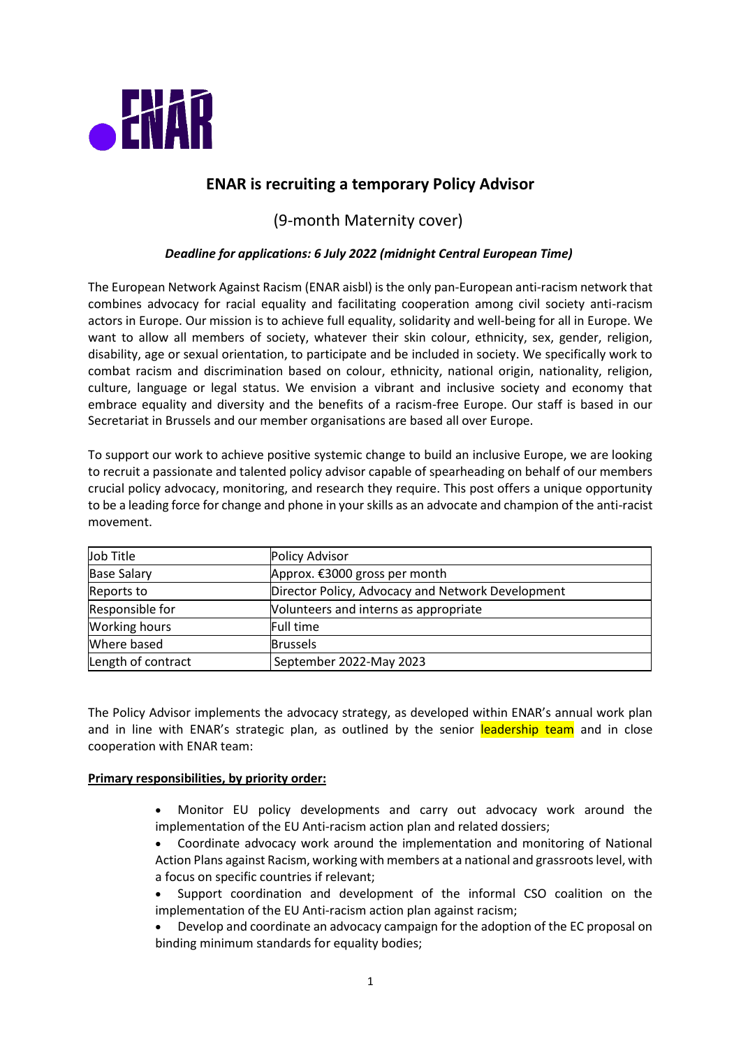ENAR

## ENAR is recruiting a temporary Policy Advisor

(9-month Maternity cover)

***Deadline for applications: 6 July 2022 (midnight Central European Time)***

The European Network Against Racism (ENAR aisbl) is the only pan-European anti-racism network that combines advocacy for racial equality and facilitating cooperation among civil society anti-racism actors in Europe. Our mission is to achieve full equality, solidarity and well-being for all in Europe. We want to allow all members of society, whatever their skin colour, ethnicity, sex, gender, religion, disability, age or sexual orientation, to participate and be included in society. We specifically work to combat racism and discrimination based on colour, ethnicity, national origin, nationality, religion, culture, language or legal status. We envision a vibrant and inclusive society and economy that embrace equality and diversity and the benefits of a racism-free Europe. Our staff is based in our Secretariat in Brussels and our member organisations are based all over Europe.

To support our work to achieve positive systemic change to build an inclusive Europe, we are looking to recruit a passionate and talented policy advisor capable of spearheading on behalf of our members crucial policy advocacy, monitoring, and research they require. This post offers a unique opportunity to be a leading force for change and phone in your skills as an advocate and champion of the anti-racist movement.

| Job Title | Policy Advisor |
|---|---|
| Base Salary | Approx. €3000 gross per month |
| Reports to | Director Policy, Advocacy and Network Development |
| Responsible for | Volunteers and interns as appropriate |
| Working hours | Full time |
| Where based | Brussels |
| Length of contract | September 2022-May 2023 |

The Policy Advisor implements the advocacy strategy, as developed within ENAR's annual work plan and in line with ENAR's strategic plan, as outlined by the senior leadership team and in close cooperation with ENAR team:

**Primary responsibilities, by priority order:**

- Monitor EU policy developments and carry out advocacy work around the implementation of the EU Anti-racism action plan and related dossiers;
- Coordinate advocacy work around the implementation and monitoring of National Action Plans against Racism, working with members at a national and grassroots level, with a focus on specific countries if relevant;
- Support coordination and development of the informal CSO coalition on the implementation of the EU Anti-racism action plan against racism;
- Develop and coordinate an advocacy campaign for the adoption of the EC proposal on binding minimum standards for equality bodies;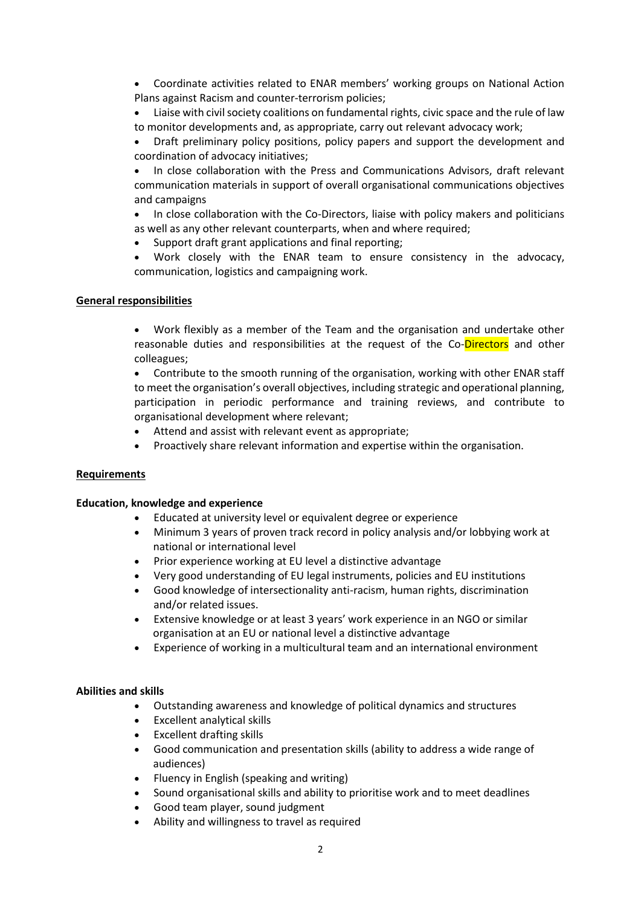- Coordinate activities related to ENAR members' working groups on National Action Plans against Racism and counter-terrorism policies;
- Liaise with civil society coalitions on fundamental rights, civic space and the rule of law to monitor developments and, as appropriate, carry out relevant advocacy work;
- Draft preliminary policy positions, policy papers and support the development and coordination of advocacy initiatives;
- In close collaboration with the Press and Communications Advisors, draft relevant communication materials in support of overall organisational communications objectives and campaigns
- In close collaboration with the Co-Directors, liaise with policy makers and politicians as well as any other relevant counterparts, when and where required;
- Support draft grant applications and final reporting;
- Work closely with the ENAR team to ensure consistency in the advocacy, communication, logistics and campaigning work.

**General responsibilities**

- Work flexibly as a member of the Team and the organisation and undertake other reasonable duties and responsibilities at the request of the Co-Directors and other colleagues;
- Contribute to the smooth running of the organisation, working with other ENAR staff to meet the organisation's overall objectives, including strategic and operational planning, participation in periodic performance and training reviews, and contribute to organisational development where relevant;
- Attend and assist with relevant event as appropriate;
- Proactively share relevant information and expertise within the organisation.

**Requirements**

**Education, knowledge and experience**

- Educated at university level or equivalent degree or experience
- Minimum 3 years of proven track record in policy analysis and/or lobbying work at national or international level
- Prior experience working at EU level a distinctive advantage
- Very good understanding of EU legal instruments, policies and EU institutions
- Good knowledge of intersectionality anti-racism, human rights, discrimination and/or related issues.
- Extensive knowledge or at least 3 years' work experience in an NGO or similar organisation at an EU or national level a distinctive advantage
- Experience of working in a multicultural team and an international environment

**Abilities and skills**

- Outstanding awareness and knowledge of political dynamics and structures
- Excellent analytical skills
- Excellent drafting skills
- Good communication and presentation skills (ability to address a wide range of audiences)
- Fluency in English (speaking and writing)
- Sound organisational skills and ability to prioritise work and to meet deadlines
- Good team player, sound judgment
- Ability and willingness to travel as required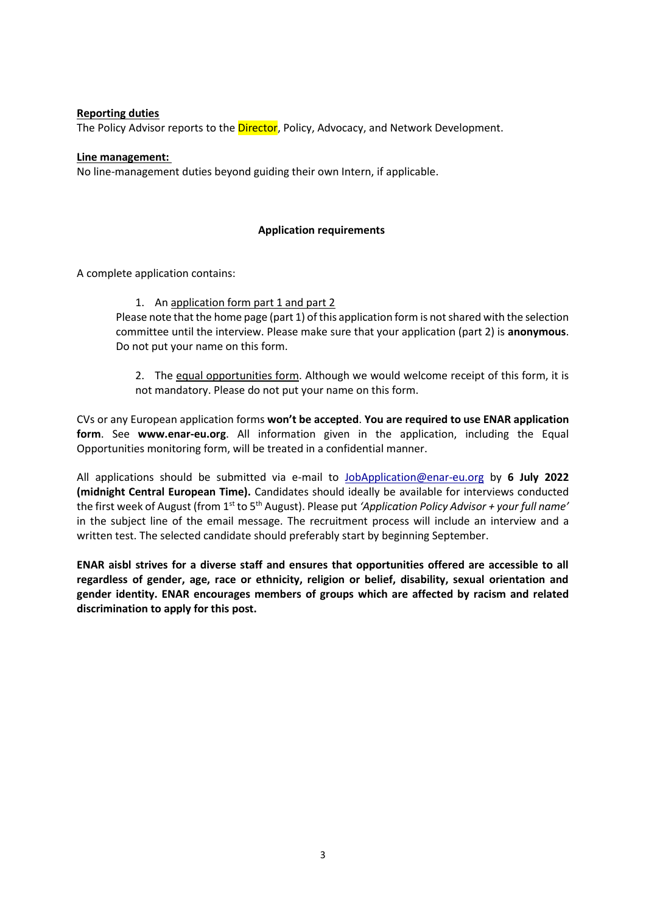**Reporting duties**

The Policy Advisor reports to the Director, Policy, Advocacy, and Network Development.

**Line management:**

No line-management duties beyond guiding their own Intern, if applicable.

**Application requirements**

A complete application contains:

1. An application form part 1 and part 2
   
   Please note that the home page (part 1) of this application form is not shared with the selection committee until the interview. Please make sure that your application (part 2) is **anonymous**. Do not put your name on this form.

2. The equal opportunities form. Although we would welcome receipt of this form, it is not mandatory. Please do not put your name on this form.

CVs or any European application forms **won't be accepted**. **You are required to use ENAR application form**. See **www.enar-eu.org**. All information given in the application, including the Equal Opportunities monitoring form, will be treated in a confidential manner.

All applications should be submitted via e-mail to JobApplication@enar-eu.org by **6 July 2022 (midnight Central European Time).** Candidates should ideally be available for interviews conducted the first week of August (from 1st to 5th August). Please put *'Application Policy Advisor + your full name'* in the subject line of the email message. The recruitment process will include an interview and a written test. The selected candidate should preferably start by beginning September.

**ENAR aisbl strives for a diverse staff and ensures that opportunities offered are accessible to all regardless of gender, age, race or ethnicity, religion or belief, disability, sexual orientation and gender identity. ENAR encourages members of groups which are affected by racism and related discrimination to apply for this post.**